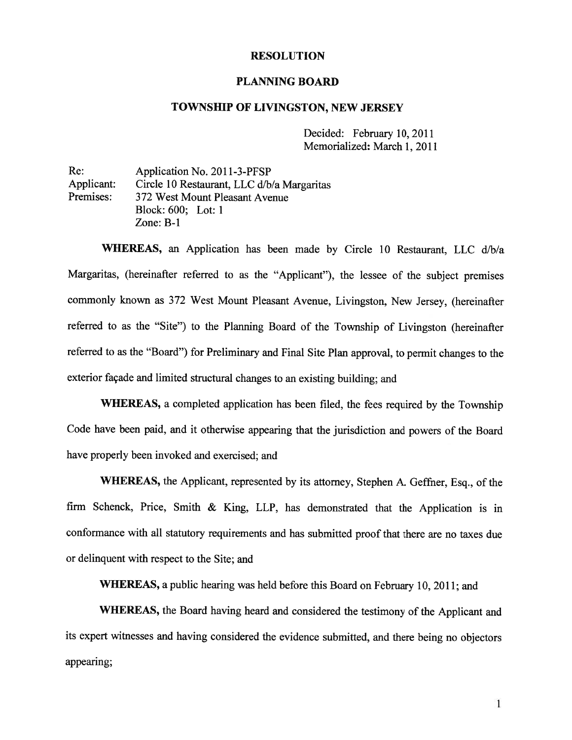# RESOLUTION

## PLANNING BOARD

## TOWNSHIP OF LIVINGSTON, NEW JERSEY

Decided: February 10, 2011
Memorialized: March 1, 2011

Re: Application No. 2011-3-PFSP
Applicant: Circle 10 Restaurant, LLC d/b/a Margaritas
Premises: 372 West Mount Pleasant Avenue
Block: 600; Lot: 1
Zone: B-1

**WHEREAS,** an Application has been made by Circle 10 Restaurant, LLC d/b/a Margaritas, (hereinafter referred to as the "Applicant"), the lessee of the subject premises commonly known as 372 West Mount Pleasant Avenue, Livingston, New Jersey, (hereinafter referred to as the "Site") to the Planning Board of the Township of Livingston (hereinafter referred to as the "Board") for Preliminary and Final Site Plan approval, to permit changes to the exterior façade and limited structural changes to an existing building; and

**WHEREAS,** a completed application has been filed, the fees required by the Township Code have been paid, and it otherwise appearing that the jurisdiction and powers of the Board have properly been invoked and exercised; and

**WHEREAS,** the Applicant, represented by its attorney, Stephen A. Geffner, Esq., of the firm Schenck, Price, Smith & King, LLP, has demonstrated that the Application is in conformance with all statutory requirements and has submitted proof that there are no taxes due or delinquent with respect to the Site; and

**WHEREAS,** a public hearing was held before this Board on February 10, 2011; and

**WHEREAS,** the Board having heard and considered the testimony of the Applicant and its expert witnesses and having considered the evidence submitted, and there being no objectors appearing;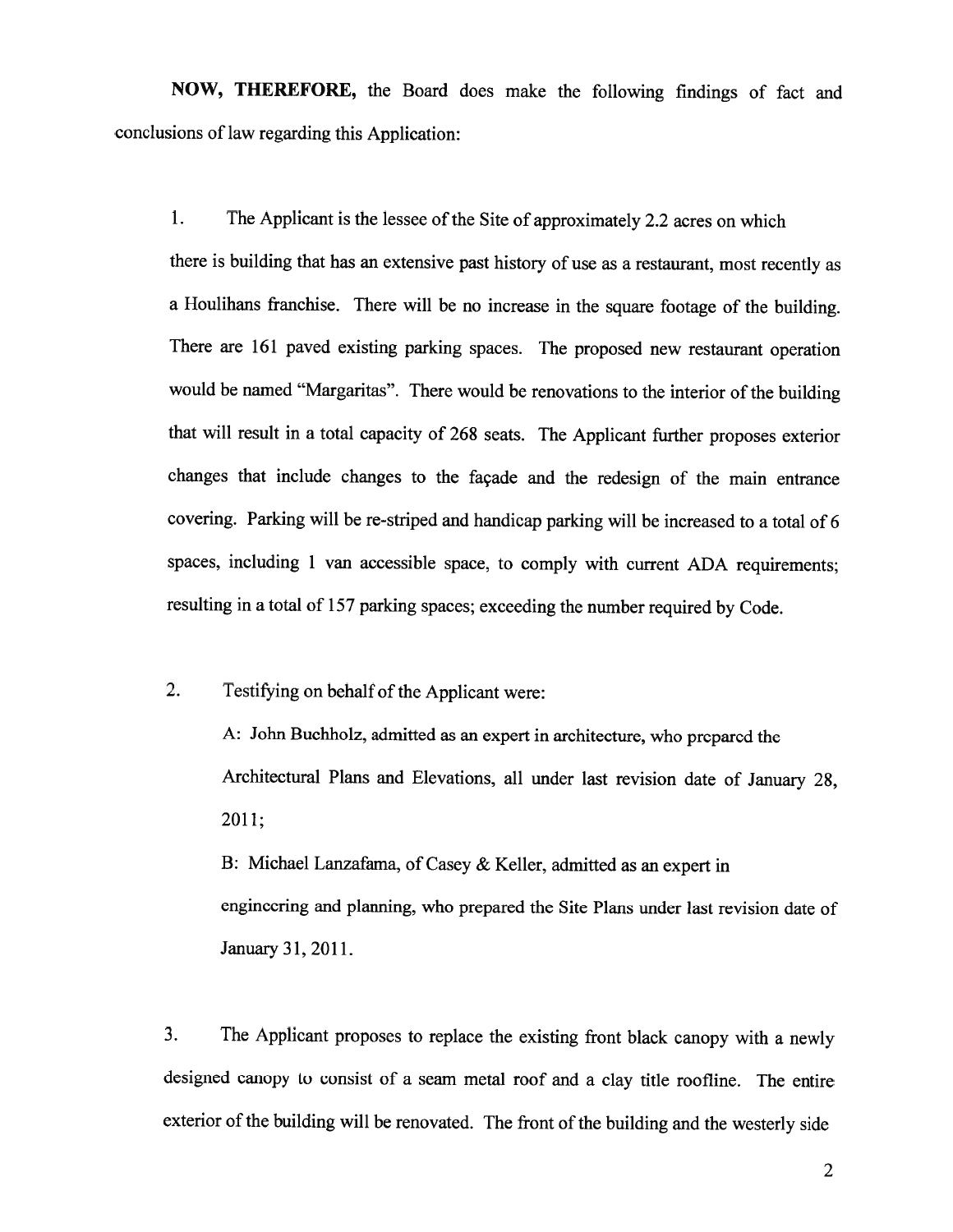**NOW, THEREFORE,** the Board does make the following findings of fact and conclusions of law regarding this Application:

1. The Applicant is the lessee of the Site of approximately 2.2 acres on which there is building that has an extensive past history of use as a restaurant, most recently as a Houlihans franchise. There will be no increase in the square footage of the building. There are 161 paved existing parking spaces. The proposed new restaurant operation would be named "Margaritas". There would be renovations to the interior of the building that will result in a total capacity of 268 seats. The Applicant further proposes exterior changes that include changes to the façade and the redesign of the main entrance covering. Parking will be re-striped and handicap parking will be increased to a total of 6 spaces, including 1 van accessible space, to comply with current ADA requirements; resulting in a total of 157 parking spaces; exceeding the number required by Code.

2. Testifying on behalf of the Applicant were:

   A: John Buchholz, admitted as an expert in architecture, who prepared the Architectural Plans and Elevations, all under last revision date of January 28, 2011;

   B: Michael Lanzafama, of Casey & Keller, admitted as an expert in engineering and planning, who prepared the Site Plans under last revision date of January 31, 2011.

3. The Applicant proposes to replace the existing front black canopy with a newly designed canopy to consist of a seam metal roof and a clay title roofline. The entire exterior of the building will be renovated. The front of the building and the westerly side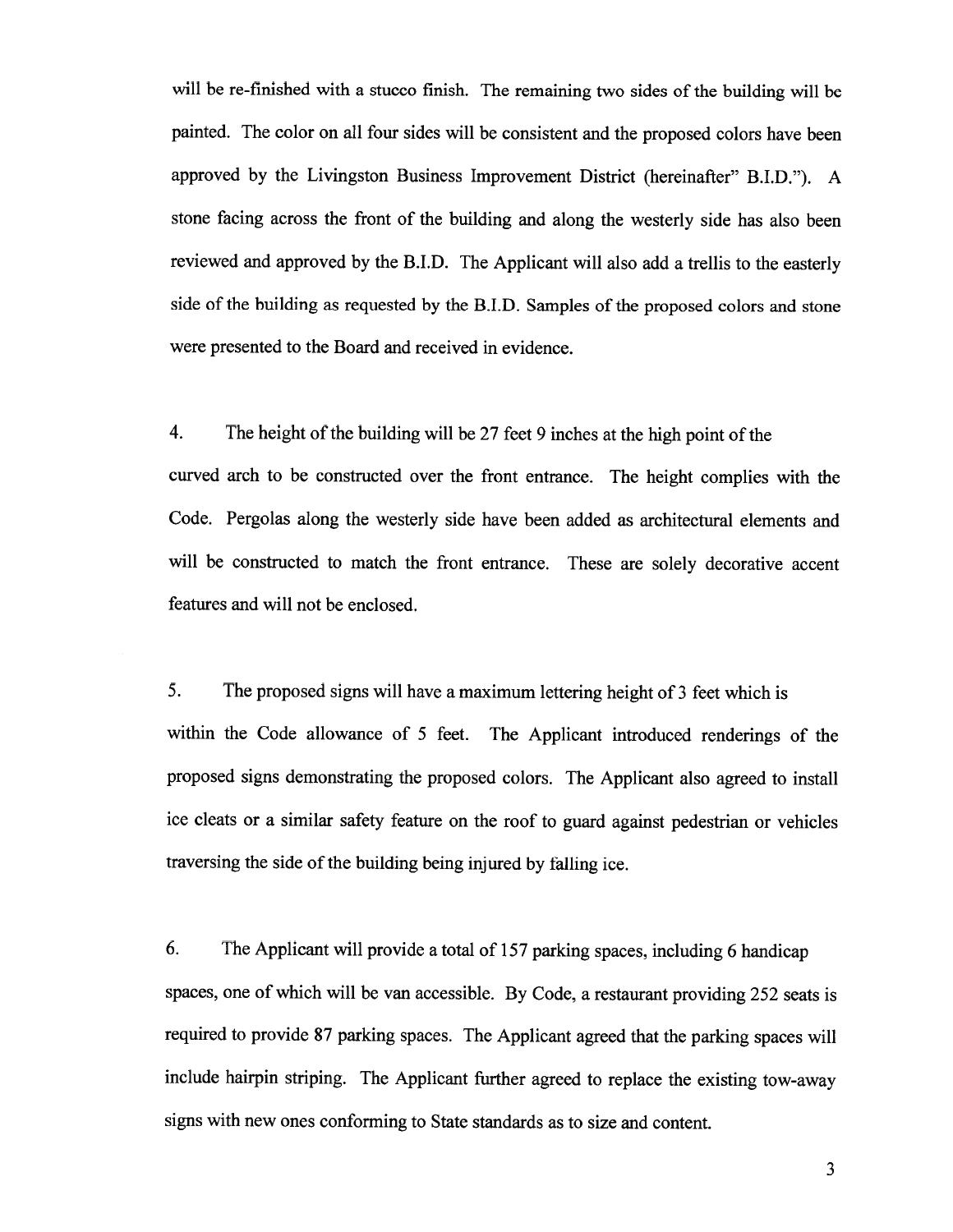will be re-finished with a stucco finish. The remaining two sides of the building will be painted. The color on all four sides will be consistent and the proposed colors have been approved by the Livingston Business Improvement District (hereinafter" B.I.D."). A stone facing across the front of the building and along the westerly side has also been reviewed and approved by the B.I.D. The Applicant will also add a trellis to the easterly side of the building as requested by the B.I.D. Samples of the proposed colors and stone were presented to the Board and received in evidence.

4. The height of the building will be 27 feet 9 inches at the high point of the curved arch to be constructed over the front entrance. The height complies with the Code. Pergolas along the westerly side have been added as architectural elements and will be constructed to match the front entrance. These are solely decorative accent features and will not be enclosed.

5. The proposed signs will have a maximum lettering height of 3 feet which is within the Code allowance of 5 feet. The Applicant introduced renderings of the proposed signs demonstrating the proposed colors. The Applicant also agreed to install ice cleats or a similar safety feature on the roof to guard against pedestrian or vehicles traversing the side of the building being injured by falling ice.

6. The Applicant will provide a total of 157 parking spaces, including 6 handicap spaces, one of which will be van accessible. By Code, a restaurant providing 252 seats is required to provide 87 parking spaces. The Applicant agreed that the parking spaces will include hairpin striping. The Applicant further agreed to replace the existing tow-away signs with new ones conforming to State standards as to size and content.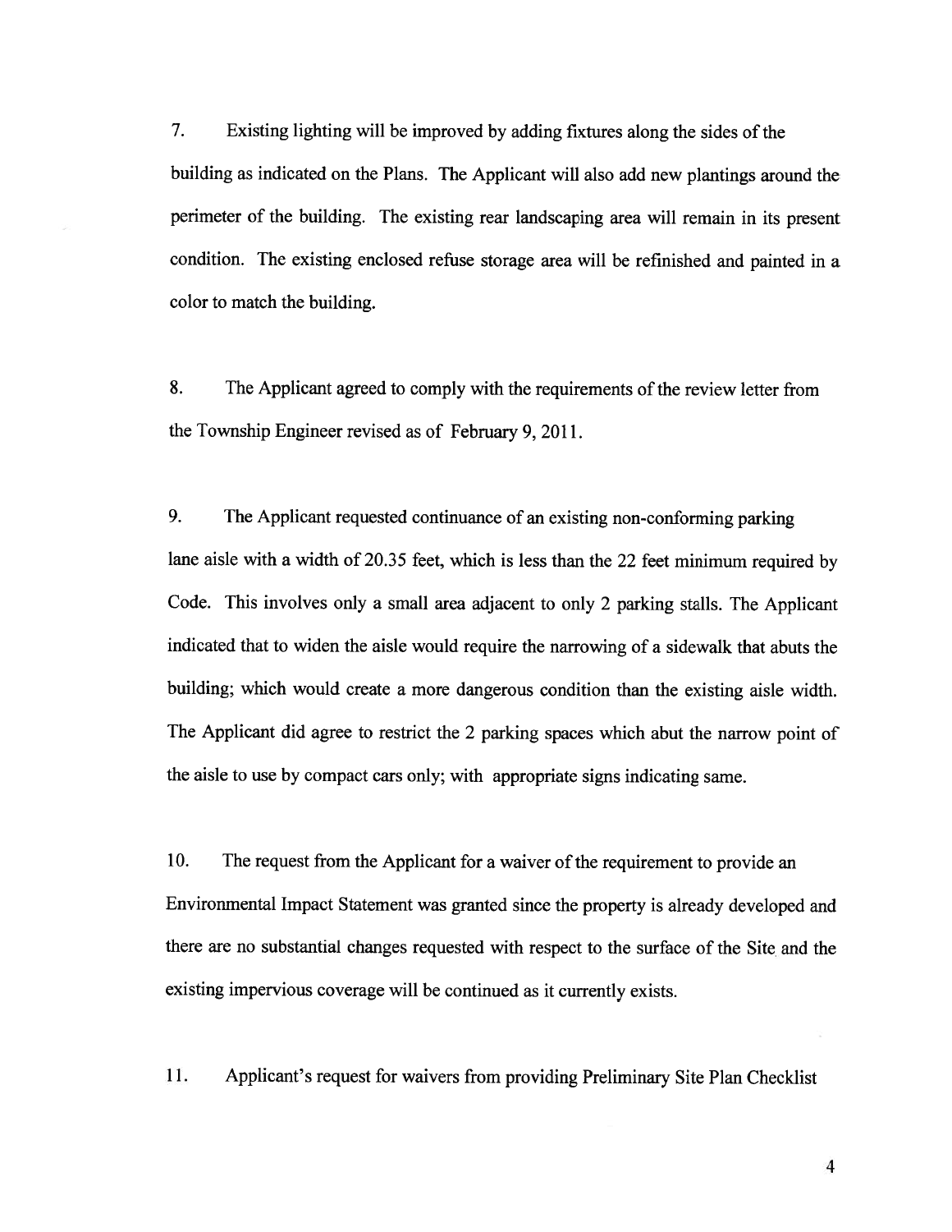7. Existing lighting will be improved by adding fixtures along the sides of the building as indicated on the Plans. The Applicant will also add new plantings around the perimeter of the building. The existing rear landscaping area will remain in its present condition. The existing enclosed refuse storage area will be refinished and painted in a color to match the building.

8. The Applicant agreed to comply with the requirements of the review letter from the Township Engineer revised as of February 9, 2011.

9. The Applicant requested continuance of an existing non-conforming parking lane aisle with a width of 20.35 feet, which is less than the 22 feet minimum required by Code. This involves only a small area adjacent to only 2 parking stalls. The Applicant indicated that to widen the aisle would require the narrowing of a sidewalk that abuts the building; which would create a more dangerous condition than the existing aisle width. The Applicant did agree to restrict the 2 parking spaces which abut the narrow point of the aisle to use by compact cars only; with appropriate signs indicating same.

10. The request from the Applicant for a waiver of the requirement to provide an Environmental Impact Statement was granted since the property is already developed and there are no substantial changes requested with respect to the surface of the Site and the existing impervious coverage will be continued as it currently exists.

11. Applicant's request for waivers from providing Preliminary Site Plan Checklist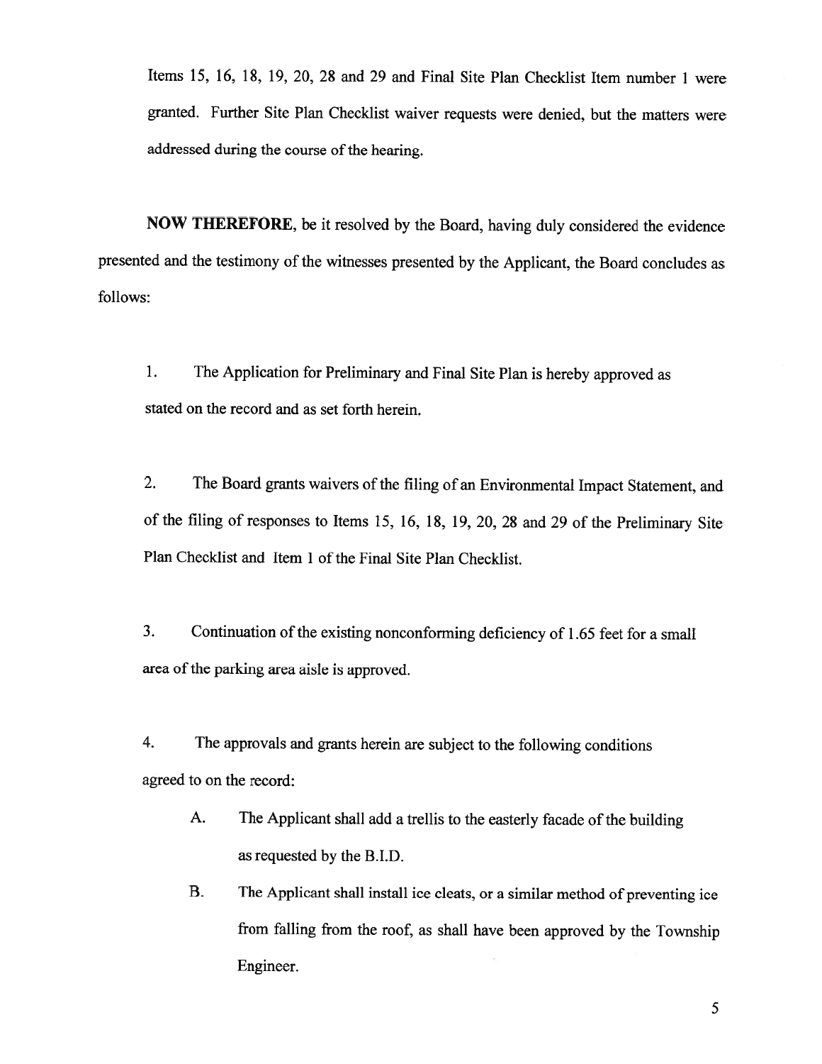Items 15, 16, 18, 19, 20, 28 and 29 and Final Site Plan Checklist Item number 1 were granted. Further Site Plan Checklist waiver requests were denied, but the matters were addressed during the course of the hearing.

**NOW THEREFORE**, be it resolved by the Board, having duly considered the evidence presented and the testimony of the witnesses presented by the Applicant, the Board concludes as follows:

1. The Application for Preliminary and Final Site Plan is hereby approved as stated on the record and as set forth herein.

2. The Board grants waivers of the filing of an Environmental Impact Statement, and of the filing of responses to Items 15, 16, 18, 19, 20, 28 and 29 of the Preliminary Site Plan Checklist and Item 1 of the Final Site Plan Checklist.

3. Continuation of the existing nonconforming deficiency of 1.65 feet for a small area of the parking area aisle is approved.

4. The approvals and grants herein are subject to the following conditions agreed to on the record:

    A. The Applicant shall add a trellis to the easterly facade of the building as requested by the B.I.D.

    B. The Applicant shall install ice cleats, or a similar method of preventing ice from falling from the roof, as shall have been approved by the Township Engineer.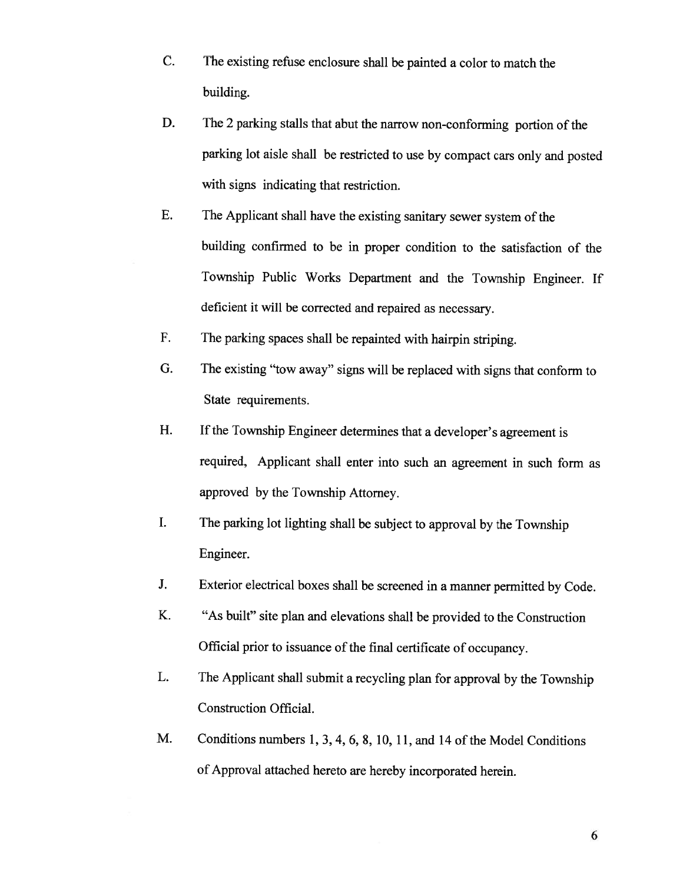C. The existing refuse enclosure shall be painted a color to match the building.

D. The 2 parking stalls that abut the narrow non-conforming portion of the parking lot aisle shall be restricted to use by compact cars only and posted with signs indicating that restriction.

E. The Applicant shall have the existing sanitary sewer system of the building confirmed to be in proper condition to the satisfaction of the Township Public Works Department and the Township Engineer. If deficient it will be corrected and repaired as necessary.

F. The parking spaces shall be repainted with hairpin striping.

G. The existing "tow away" signs will be replaced with signs that conform to State requirements.

H. If the Township Engineer determines that a developer's agreement is required, Applicant shall enter into such an agreement in such form as approved by the Township Attorney.

I. The parking lot lighting shall be subject to approval by the Township Engineer.

J. Exterior electrical boxes shall be screened in a manner permitted by Code.

K. "As built" site plan and elevations shall be provided to the Construction Official prior to issuance of the final certificate of occupancy.

L. The Applicant shall submit a recycling plan for approval by the Township Construction Official.

M. Conditions numbers 1, 3, 4, 6, 8, 10, 11, and 14 of the Model Conditions of Approval attached hereto are hereby incorporated herein.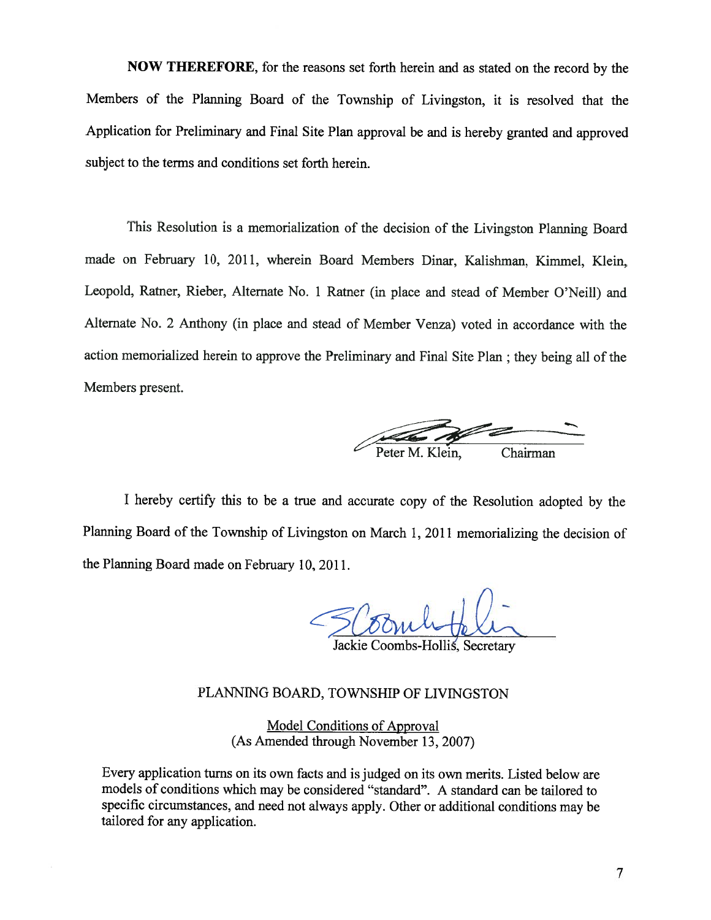**NOW THEREFORE**, for the reasons set forth herein and as stated on the record by the Members of the Planning Board of the Township of Livingston, it is resolved that the Application for Preliminary and Final Site Plan approval be and is hereby granted and approved subject to the terms and conditions set forth herein.

This Resolution is a memorialization of the decision of the Livingston Planning Board made on February 10, 2011, wherein Board Members Dinar, Kalishman, Kimmel, Klein, Leopold, Ratner, Rieber, Alternate No. 1 Ratner (in place and stead of Member O'Neill) and Alternate No. 2 Anthony (in place and stead of Member Venza) voted in accordance with the action memorialized herein to approve the Preliminary and Final Site Plan ; they being all of the Members present.

Peter M. Klein, Chairman

I hereby certify this to be a true and accurate copy of the Resolution adopted by the Planning Board of the Township of Livingston on March 1, 2011 memorializing the decision of the Planning Board made on February 10, 2011.

Jackie Coombs-Hollis, Secretary

PLANNING BOARD, TOWNSHIP OF LIVINGSTON

Model Conditions of Approval
(As Amended through November 13, 2007)

Every application turns on its own facts and is judged on its own merits. Listed below are models of conditions which may be considered "standard". A standard can be tailored to specific circumstances, and need not always apply. Other or additional conditions may be tailored for any application.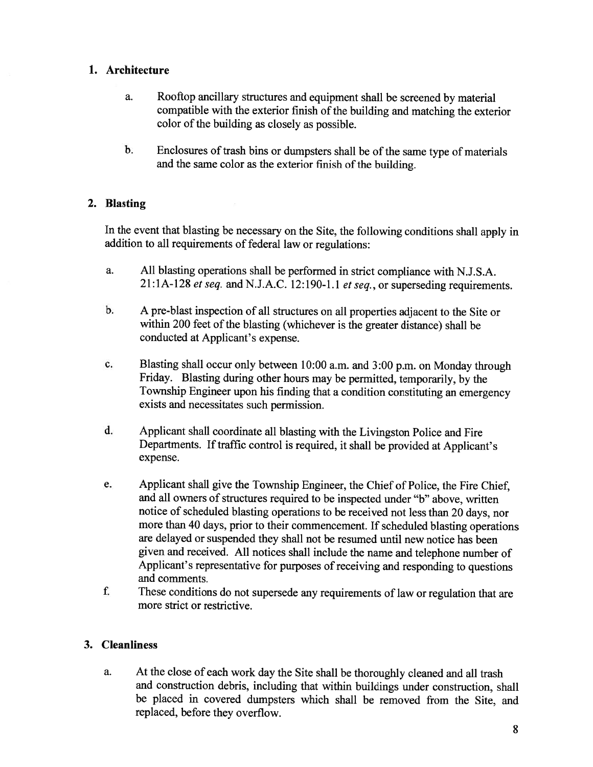## 1. Architecture

a. Rooftop ancillary structures and equipment shall be screened by material compatible with the exterior finish of the building and matching the exterior color of the building as closely as possible.

b. Enclosures of trash bins or dumpsters shall be of the same type of materials and the same color as the exterior finish of the building.

## 2. Blasting

In the event that blasting be necessary on the Site, the following conditions shall apply in addition to all requirements of federal law or regulations:

a. All blasting operations shall be performed in strict compliance with N.J.S.A. 21:1A-128 *et seq.* and N.J.A.C. 12:190-1.1 *et seq.*, or superseding requirements.

b. A pre-blast inspection of all structures on all properties adjacent to the Site or within 200 feet of the blasting (whichever is the greater distance) shall be conducted at Applicant's expense.

c. Blasting shall occur only between 10:00 a.m. and 3:00 p.m. on Monday through Friday. Blasting during other hours may be permitted, temporarily, by the Township Engineer upon his finding that a condition constituting an emergency exists and necessitates such permission.

d. Applicant shall coordinate all blasting with the Livingston Police and Fire Departments. If traffic control is required, it shall be provided at Applicant's expense.

e. Applicant shall give the Township Engineer, the Chief of Police, the Fire Chief, and all owners of structures required to be inspected under "b" above, written notice of scheduled blasting operations to be received not less than 20 days, nor more than 40 days, prior to their commencement. If scheduled blasting operations are delayed or suspended they shall not be resumed until new notice has been given and received. All notices shall include the name and telephone number of Applicant's representative for purposes of receiving and responding to questions and comments.

f. These conditions do not supersede any requirements of law or regulation that are more strict or restrictive.

## 3. Cleanliness

a. At the close of each work day the Site shall be thoroughly cleaned and all trash and construction debris, including that within buildings under construction, shall be placed in covered dumpsters which shall be removed from the Site, and replaced, before they overflow.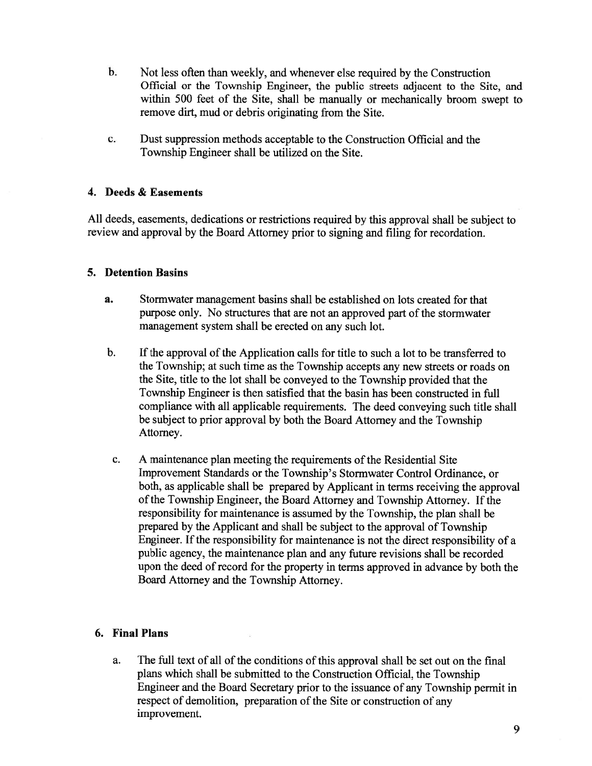b. Not less often than weekly, and whenever else required by the Construction Official or the Township Engineer, the public streets adjacent to the Site, and within 500 feet of the Site, shall be manually or mechanically broom swept to remove dirt, mud or debris originating from the Site.

c. Dust suppression methods acceptable to the Construction Official and the Township Engineer shall be utilized on the Site.

**4. Deeds & Easements**

All deeds, easements, dedications or restrictions required by this approval shall be subject to review and approval by the Board Attorney prior to signing and filing for recordation.

**5. Detention Basins**

**a.** Stormwater management basins shall be established on lots created for that purpose only. No structures that are not an approved part of the stormwater management system shall be erected on any such lot.

b. If the approval of the Application calls for title to such a lot to be transferred to the Township; at such time as the Township accepts any new streets or roads on the Site, title to the lot shall be conveyed to the Township provided that the Township Engineer is then satisfied that the basin has been constructed in full compliance with all applicable requirements. The deed conveying such title shall be subject to prior approval by both the Board Attorney and the Township Attorney.

c. A maintenance plan meeting the requirements of the Residential Site Improvement Standards or the Township's Stormwater Control Ordinance, or both, as applicable shall be prepared by Applicant in terms receiving the approval of the Township Engineer, the Board Attorney and Township Attorney. If the responsibility for maintenance is assumed by the Township, the plan shall be prepared by the Applicant and shall be subject to the approval of Township Engineer. If the responsibility for maintenance is not the direct responsibility of a public agency, the maintenance plan and any future revisions shall be recorded upon the deed of record for the property in terms approved in advance by both the Board Attorney and the Township Attorney.

**6. Final Plans**

a. The full text of all of the conditions of this approval shall be set out on the final plans which shall be submitted to the Construction Official, the Township Engineer and the Board Secretary prior to the issuance of any Township permit in respect of demolition, preparation of the Site or construction of any improvement.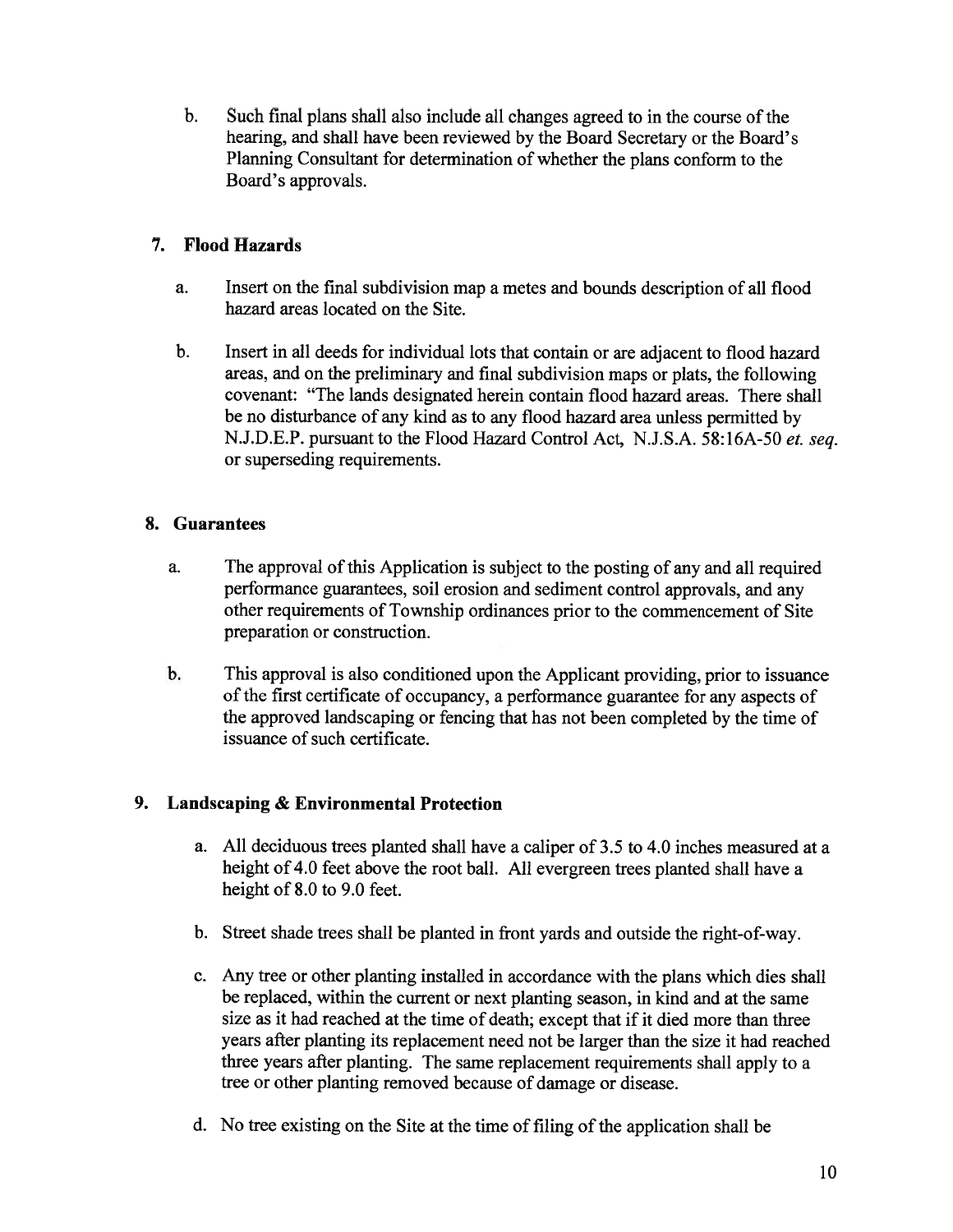b. Such final plans shall also include all changes agreed to in the course of the hearing, and shall have been reviewed by the Board Secretary or the Board's Planning Consultant for determination of whether the plans conform to the Board's approvals.

## 7. Flood Hazards

a. Insert on the final subdivision map a metes and bounds description of all flood hazard areas located on the Site.

b. Insert in all deeds for individual lots that contain or are adjacent to flood hazard areas, and on the preliminary and final subdivision maps or plats, the following covenant: "The lands designated herein contain flood hazard areas. There shall be no disturbance of any kind as to any flood hazard area unless permitted by N.J.D.E.P. pursuant to the Flood Hazard Control Act, N.J.S.A. 58:16A-50 *et. seq.* or superseding requirements.

## 8. Guarantees

a. The approval of this Application is subject to the posting of any and all required performance guarantees, soil erosion and sediment control approvals, and any other requirements of Township ordinances prior to the commencement of Site preparation or construction.

b. This approval is also conditioned upon the Applicant providing, prior to issuance of the first certificate of occupancy, a performance guarantee for any aspects of the approved landscaping or fencing that has not been completed by the time of issuance of such certificate.

## 9. Landscaping & Environmental Protection

a. All deciduous trees planted shall have a caliper of 3.5 to 4.0 inches measured at a height of 4.0 feet above the root ball. All evergreen trees planted shall have a height of 8.0 to 9.0 feet.

b. Street shade trees shall be planted in front yards and outside the right-of-way.

c. Any tree or other planting installed in accordance with the plans which dies shall be replaced, within the current or next planting season, in kind and at the same size as it had reached at the time of death; except that if it died more than three years after planting its replacement need not be larger than the size it had reached three years after planting. The same replacement requirements shall apply to a tree or other planting removed because of damage or disease.

d. No tree existing on the Site at the time of filing of the application shall be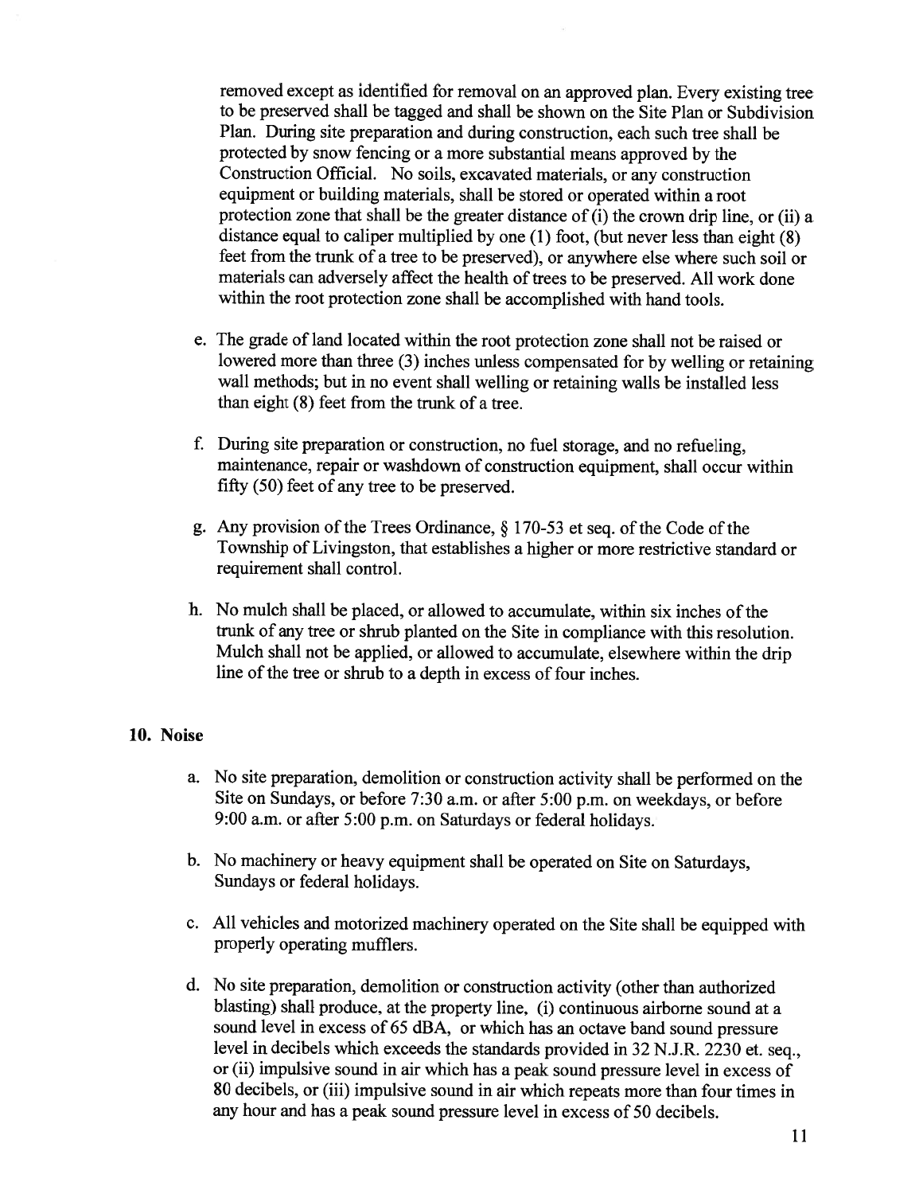removed except as identified for removal on an approved plan. Every existing tree to be preserved shall be tagged and shall be shown on the Site Plan or Subdivision Plan. During site preparation and during construction, each such tree shall be protected by snow fencing or a more substantial means approved by the Construction Official. No soils, excavated materials, or any construction equipment or building materials, shall be stored or operated within a root protection zone that shall be the greater distance of (i) the crown drip line, or (ii) a distance equal to caliper multiplied by one (1) foot, (but never less than eight (8) feet from the trunk of a tree to be preserved), or anywhere else where such soil or materials can adversely affect the health of trees to be preserved. All work done within the root protection zone shall be accomplished with hand tools.

e. The grade of land located within the root protection zone shall not be raised or lowered more than three (3) inches unless compensated for by welling or retaining wall methods; but in no event shall welling or retaining walls be installed less than eight (8) feet from the trunk of a tree.

f. During site preparation or construction, no fuel storage, and no refueling, maintenance, repair or washdown of construction equipment, shall occur within fifty (50) feet of any tree to be preserved.

g. Any provision of the Trees Ordinance, § 170-53 et seq. of the Code of the Township of Livingston, that establishes a higher or more restrictive standard or requirement shall control.

h. No mulch shall be placed, or allowed to accumulate, within six inches of the trunk of any tree or shrub planted on the Site in compliance with this resolution. Mulch shall not be applied, or allowed to accumulate, elsewhere within the drip line of the tree or shrub to a depth in excess of four inches.

**10. Noise**

a. No site preparation, demolition or construction activity shall be performed on the Site on Sundays, or before 7:30 a.m. or after 5:00 p.m. on weekdays, or before 9:00 a.m. or after 5:00 p.m. on Saturdays or federal holidays.

b. No machinery or heavy equipment shall be operated on Site on Saturdays, Sundays or federal holidays.

c. All vehicles and motorized machinery operated on the Site shall be equipped with properly operating mufflers.

d. No site preparation, demolition or construction activity (other than authorized blasting) shall produce, at the property line, (i) continuous airborne sound at a sound level in excess of 65 dBA, or which has an octave band sound pressure level in decibels which exceeds the standards provided in 32 N.J.R. 2230 et. seq., or (ii) impulsive sound in air which has a peak sound pressure level in excess of 80 decibels, or (iii) impulsive sound in air which repeats more than four times in any hour and has a peak sound pressure level in excess of 50 decibels.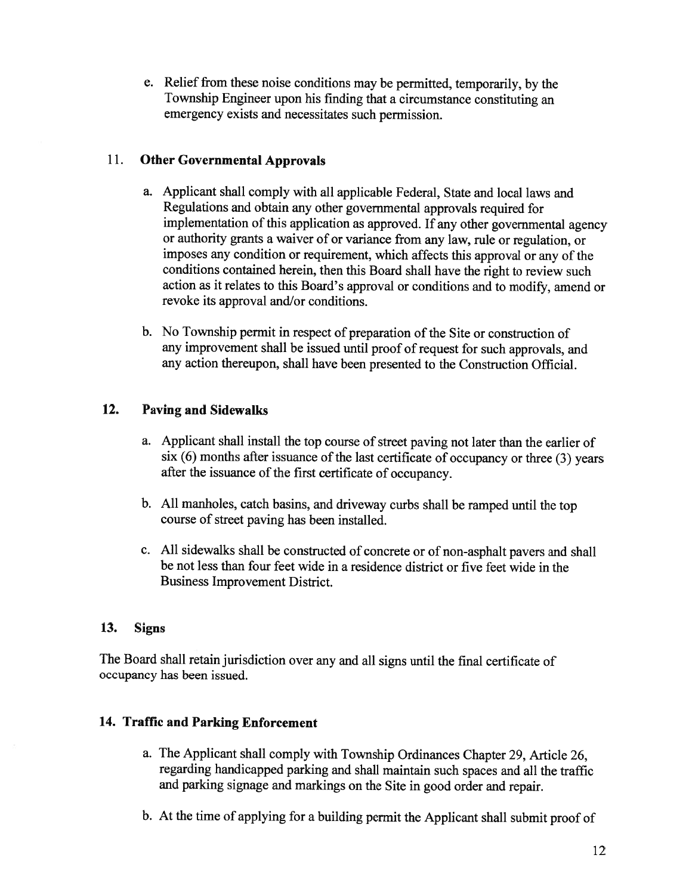e. Relief from these noise conditions may be permitted, temporarily, by the Township Engineer upon his finding that a circumstance constituting an emergency exists and necessitates such permission.

## 11. Other Governmental Approvals

a. Applicant shall comply with all applicable Federal, State and local laws and Regulations and obtain any other governmental approvals required for implementation of this application as approved. If any other governmental agency or authority grants a waiver of or variance from any law, rule or regulation, or imposes any condition or requirement, which affects this approval or any of the conditions contained herein, then this Board shall have the right to review such action as it relates to this Board's approval or conditions and to modify, amend or revoke its approval and/or conditions.

b. No Township permit in respect of preparation of the Site or construction of any improvement shall be issued until proof of request for such approvals, and any action thereupon, shall have been presented to the Construction Official.

## 12. Paving and Sidewalks

a. Applicant shall install the top course of street paving not later than the earlier of six (6) months after issuance of the last certificate of occupancy or three (3) years after the issuance of the first certificate of occupancy.

b. All manholes, catch basins, and driveway curbs shall be ramped until the top course of street paving has been installed.

c. All sidewalks shall be constructed of concrete or of non-asphalt pavers and shall be not less than four feet wide in a residence district or five feet wide in the Business Improvement District.

## 13. Signs

The Board shall retain jurisdiction over any and all signs until the final certificate of occupancy has been issued.

## 14. Traffic and Parking Enforcement

a. The Applicant shall comply with Township Ordinances Chapter 29, Article 26, regarding handicapped parking and shall maintain such spaces and all the traffic and parking signage and markings on the Site in good order and repair.

b. At the time of applying for a building permit the Applicant shall submit proof of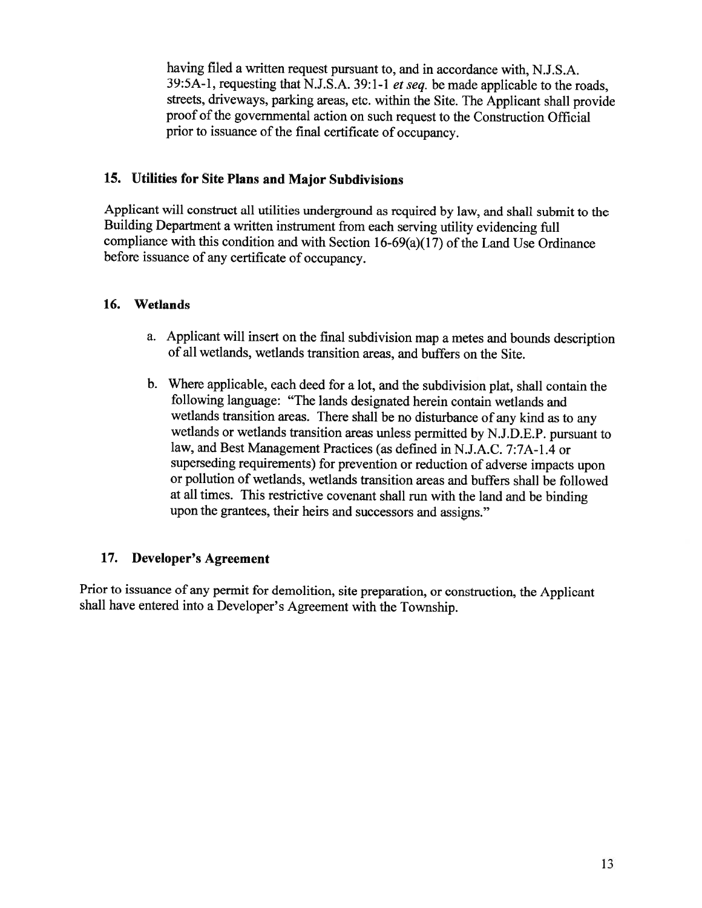having filed a written request pursuant to, and in accordance with, N.J.S.A. 39:5A-1, requesting that N.J.S.A. 39:1-1 *et seq.* be made applicable to the roads, streets, driveways, parking areas, etc. within the Site. The Applicant shall provide proof of the governmental action on such request to the Construction Official prior to issuance of the final certificate of occupancy.

### 15. Utilities for Site Plans and Major Subdivisions

Applicant will construct all utilities underground as required by law, and shall submit to the Building Department a written instrument from each serving utility evidencing full compliance with this condition and with Section 16-69(a)(17) of the Land Use Ordinance before issuance of any certificate of occupancy.

### 16. Wetlands

a. Applicant will insert on the final subdivision map a metes and bounds description of all wetlands, wetlands transition areas, and buffers on the Site.

b. Where applicable, each deed for a lot, and the subdivision plat, shall contain the following language: "The lands designated herein contain wetlands and wetlands transition areas. There shall be no disturbance of any kind as to any wetlands or wetlands transition areas unless permitted by N.J.D.E.P. pursuant to law, and Best Management Practices (as defined in N.J.A.C. 7:7A-1.4 or superseding requirements) for prevention or reduction of adverse impacts upon or pollution of wetlands, wetlands transition areas and buffers shall be followed at all times. This restrictive covenant shall run with the land and be binding upon the grantees, their heirs and successors and assigns."

### 17. Developer's Agreement

Prior to issuance of any permit for demolition, site preparation, or construction, the Applicant shall have entered into a Developer's Agreement with the Township.